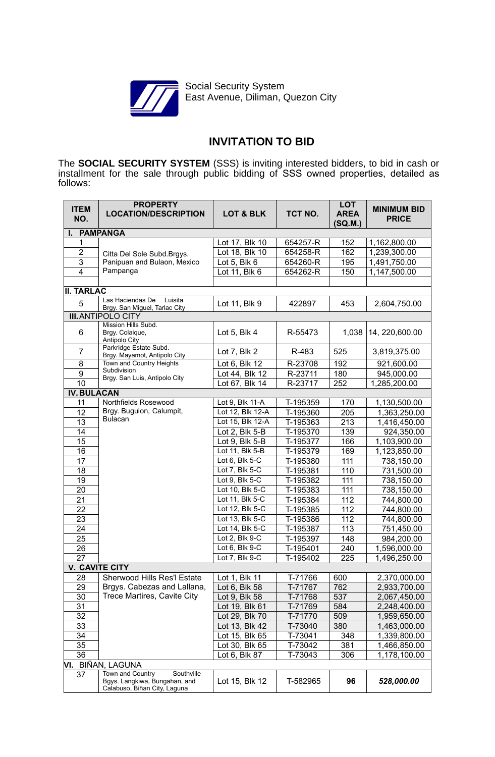Social Security System
East Avenue, Diliman, Quezon City

# INVITATION TO BID

The **SOCIAL SECURITY SYSTEM** (SSS) is inviting interested bidders, to bid in cash or installment for the sale through public bidding of SSS owned properties, detailed as follows:

| ITEM NO. | PROPERTY LOCATION/DESCRIPTION | LOT & BLK | TCT NO. | LOT AREA (SQ.M.) | MINIMUM BID PRICE |
|---|---|---|---|---|---|
| **I. PAMPANGA** | | | | | |
| 1 | Citta Del Sole Subd.Brgys. Panipuan and Bulaon, Mexico Pampanga | Lot 17, Blk 10 | 654257-R | 152 | 1,162,800.00 |
| 2 | | Lot 18, Blk 10 | 654258-R | 162 | 1,239,300.00 |
| 3 | | Lot 5, Blk 6 | 654260-R | 195 | 1,491,750.00 |
| 4 | | Lot 11, Blk 6 | 654262-R | 150 | 1,147,500.00 |
| **II. TARLAC** | | | | | |
| 5 | Las Haciendas De Luisita Brgy. San Miguel, Tarlac City | Lot 11, Blk 9 | 422897 | 453 | 2,604,750.00 |
| **III. ANTIPOLO CITY** | | | | | |
| 6 | Mission Hills Subd. Brgy. Colaique, Antipolo City | Lot 5, Blk 4 | R-55473 | 1,038 | 14, 220,600.00 |
| 7 | Parkridge Estate Subd. Brgy. Mayamot, Antipolo City | Lot 7, Blk 2 | R-483 | 525 | 3,819,375.00 |
| 8 | Town and Country Heights Subdivision Brgy. San Luis, Antipolo City | Lot 6, Blk 12 | R-23708 | 192 | 921,600.00 |
| 9 | | Lot 44, Blk 12 | R-23711 | 180 | 945,000.00 |
| 10 | | Lot 67, Blk 14 | R-23717 | 252 | 1,285,200.00 |
| **IV. BULACAN** | | | | | |
| 11 | Northfields Rosewood Brgy. Buguion, Calumpit, Bulacan | Lot 9, Blk 11-A | T-195359 | 170 | 1,130,500.00 |
| 12 | | Lot 12, Blk 12-A | T-195360 | 205 | 1,363,250.00 |
| 13 | | Lot 15, Blk 12-A | T-195363 | 213 | 1,416,450.00 |
| 14 | | Lot 2, Blk 5-B | T-195370 | 139 | 924,350.00 |
| 15 | | Lot 9, Blk 5-B | T-195377 | 166 | 1,103,900.00 |
| 16 | | Lot 11, Blk 5-B | T-195379 | 169 | 1,123,850.00 |
| 17 | | Lot 6, Blk 5-C | T-195380 | 111 | 738,150.00 |
| 18 | | Lot 7, Blk 5-C | T-195381 | 110 | 731,500.00 |
| 19 | | Lot 9, Blk 5-C | T-195382 | 111 | 738,150.00 |
| 20 | | Lot 10, Blk 5-C | T-195383 | 111 | 738,150.00 |
| 21 | | Lot 11, Blk 5-C | T-195384 | 112 | 744,800.00 |
| 22 | | Lot 12, Blk 5-C | T-195385 | 112 | 744,800.00 |
| 23 | | Lot 13, Blk 5-C | T-195386 | 112 | 744,800.00 |
| 24 | | Lot 14, Blk 5-C | T-195387 | 113 | 751,450.00 |
| 25 | | Lot 2, Blk 9-C | T-195397 | 148 | 984,200.00 |
| 26 | | Lot 6, Blk 9-C | T-195401 | 240 | 1,596,000.00 |
| 27 | | Lot 7, Blk 9-C | T-195402 | 225 | 1,496,250.00 |
| **V. CAVITE CITY** | | | | | |
| 28 | Sherwood Hills Res'l Estate Brgys. Cabezas and Lallana, Trece Martires, Cavite City | Lot 1, Blk 11 | T-71766 | 600 | 2,370,000.00 |
| 29 | | Lot 6, Blk 58 | T-71767 | 762 | 2,933,700.00 |
| 30 | | Lot 9, Blk 58 | T-71768 | 537 | 2,067,450.00 |
| 31 | | Lot 19, Blk 61 | T-71769 | 584 | 2,248,400.00 |
| 32 | | Lot 29, Blk 70 | T-71770 | 509 | 1,959,650.00 |
| 33 | | Lot 13, Blk 42 | T-73040 | 380 | 1,463,000.00 |
| 34 | | Lot 15, Blk 65 | T-73041 | 348 | 1,339,800.00 |
| 35 | | Lot 30, Blk 65 | T-73042 | 381 | 1,466,850.00 |
| 36 | | Lot 6, Blk 87 | T-73043 | 306 | 1,178,100.00 |
| **VI. BIÑAN, LAGUNA** | | | | | |
| 37 | Town and Country Southville Bgys. Langkiwa, Bungahan, and Calabuso, Biñan City, Laguna | Lot 15, Blk 12 | T-582965 | **96** | ***528,000.00*** |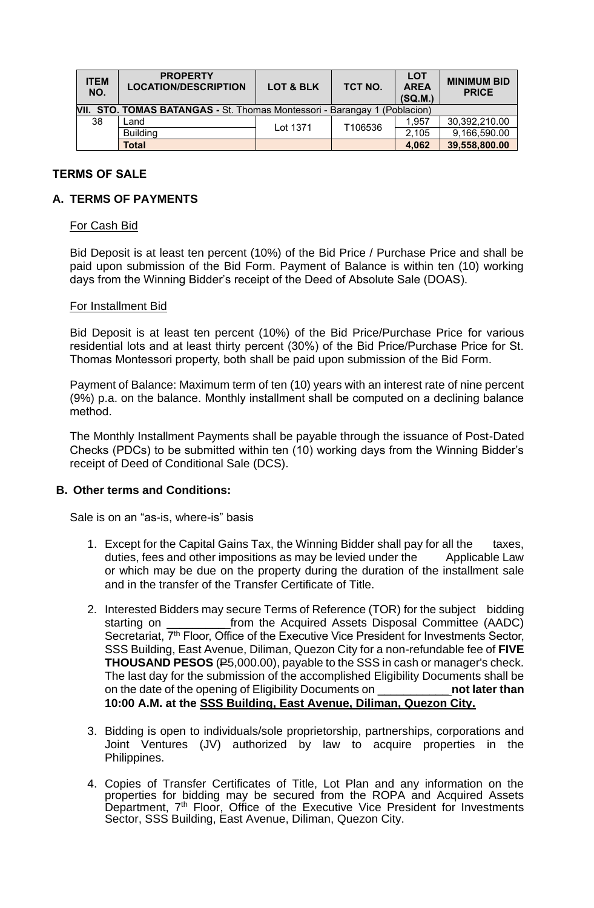| ITEM NO. | PROPERTY LOCATION/DESCRIPTION | LOT & BLK | TCT NO. | LOT AREA (SQ.M.) | MINIMUM BID PRICE |
|---|---|---|---|---|---|
| **VII. STO. TOMAS BATANGAS -** St. Thomas Montessori - Barangay 1 (Poblacion) | | | | | |
| 38 | Land | Lot 1371 | T106536 | 1,957 | 30,392,210.00 |
| | Building | | | 2,105 | 9,166,590.00 |
| | **Total** | | | **4,062** | **39,558,800.00** |

## TERMS OF SALE

### A. TERMS OF PAYMENTS

For Cash Bid

Bid Deposit is at least ten percent (10%) of the Bid Price / Purchase Price and shall be paid upon submission of the Bid Form. Payment of Balance is within ten (10) working days from the Winning Bidder's receipt of the Deed of Absolute Sale (DOAS).

For Installment Bid

Bid Deposit is at least ten percent (10%) of the Bid Price/Purchase Price for various residential lots and at least thirty percent (30%) of the Bid Price/Purchase Price for St. Thomas Montessori property, both shall be paid upon submission of the Bid Form.

Payment of Balance: Maximum term of ten (10) years with an interest rate of nine percent (9%) p.a. on the balance. Monthly installment shall be computed on a declining balance method.

The Monthly Installment Payments shall be payable through the issuance of Post-Dated Checks (PDCs) to be submitted within ten (10) working days from the Winning Bidder's receipt of Deed of Conditional Sale (DCS).

### B. Other terms and Conditions:

Sale is on an "as-is, where-is" basis

1. Except for the Capital Gains Tax, the Winning Bidder shall pay for all the taxes, duties, fees and other impositions as may be levied under the Applicable Law or which may be due on the property during the duration of the installment sale and in the transfer of the Transfer Certificate of Title.
2. Interested Bidders may secure Terms of Reference (TOR) for the subject bidding starting on __________from the Acquired Assets Disposal Committee (AADC) Secretariat, 7th Floor, Office of the Executive Vice President for Investments Sector, SSS Building, East Avenue, Diliman, Quezon City for a non-refundable fee of **FIVE THOUSAND PESOS** (₱5,000.00), payable to the SSS in cash or manager's check. The last day for the submission of the accomplished Eligibility Documents shall be on the date of the opening of Eligibility Documents on ___________**not later than 10:00 A.M. at the SSS Building, East Avenue, Diliman, Quezon City.**
3. Bidding is open to individuals/sole proprietorship, partnerships, corporations and Joint Ventures (JV) authorized by law to acquire properties in the Philippines.
4. Copies of Transfer Certificates of Title, Lot Plan and any information on the properties for bidding may be secured from the ROPA and Acquired Assets Department, 7th Floor, Office of the Executive Vice President for Investments Sector, SSS Building, East Avenue, Diliman, Quezon City.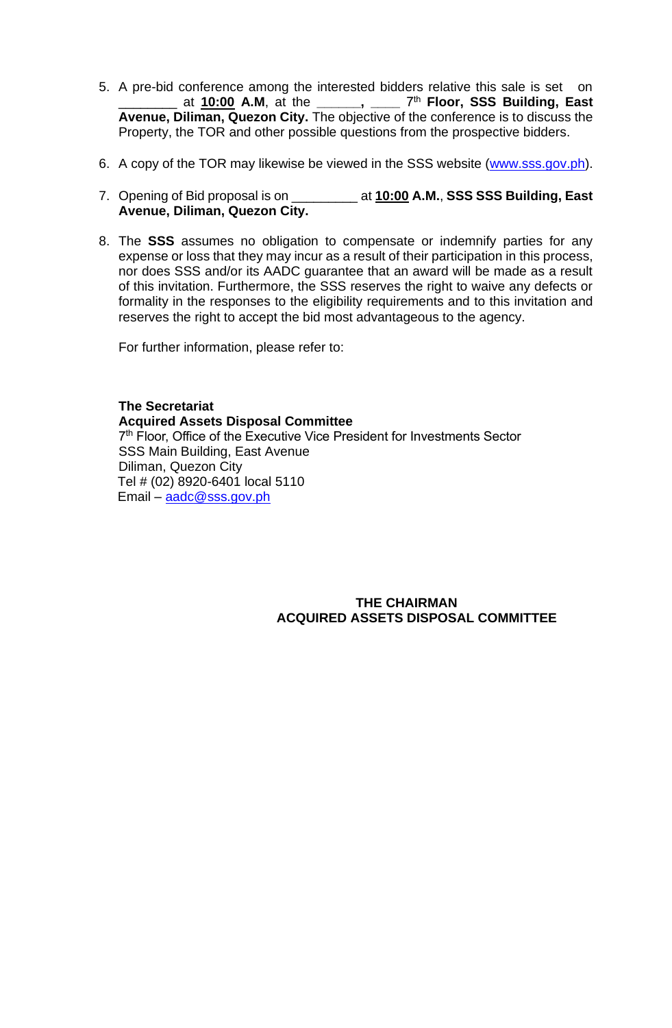5. A pre-bid conference among the interested bidders relative this sale is set on ________ at **10:00 A.M**, at the ______**,** ____ 7th **Floor, SSS Building, East Avenue, Diliman, Quezon City.** The objective of the conference is to discuss the Property, the TOR and other possible questions from the prospective bidders.

6. A copy of the TOR may likewise be viewed in the SSS website (www.sss.gov.ph).

7. Opening of Bid proposal is on _________ at **10:00 A.M.**, **SSS SSS Building, East Avenue, Diliman, Quezon City.**

8. The **SSS** assumes no obligation to compensate or indemnify parties for any expense or loss that they may incur as a result of their participation in this process, nor does SSS and/or its AADC guarantee that an award will be made as a result of this invitation. Furthermore, the SSS reserves the right to waive any defects or formality in the responses to the eligibility requirements and to this invitation and reserves the right to accept the bid most advantageous to the agency.

   For further information, please refer to:

**The Secretariat**
**Acquired Assets Disposal Committee**
7th Floor, Office of the Executive Vice President for Investments Sector
SSS Main Building, East Avenue
Diliman, Quezon City
Tel # (02) 8920-6401 local 5110
Email – aadc@sss.gov.ph

**THE CHAIRMAN**
**ACQUIRED ASSETS DISPOSAL COMMITTEE**